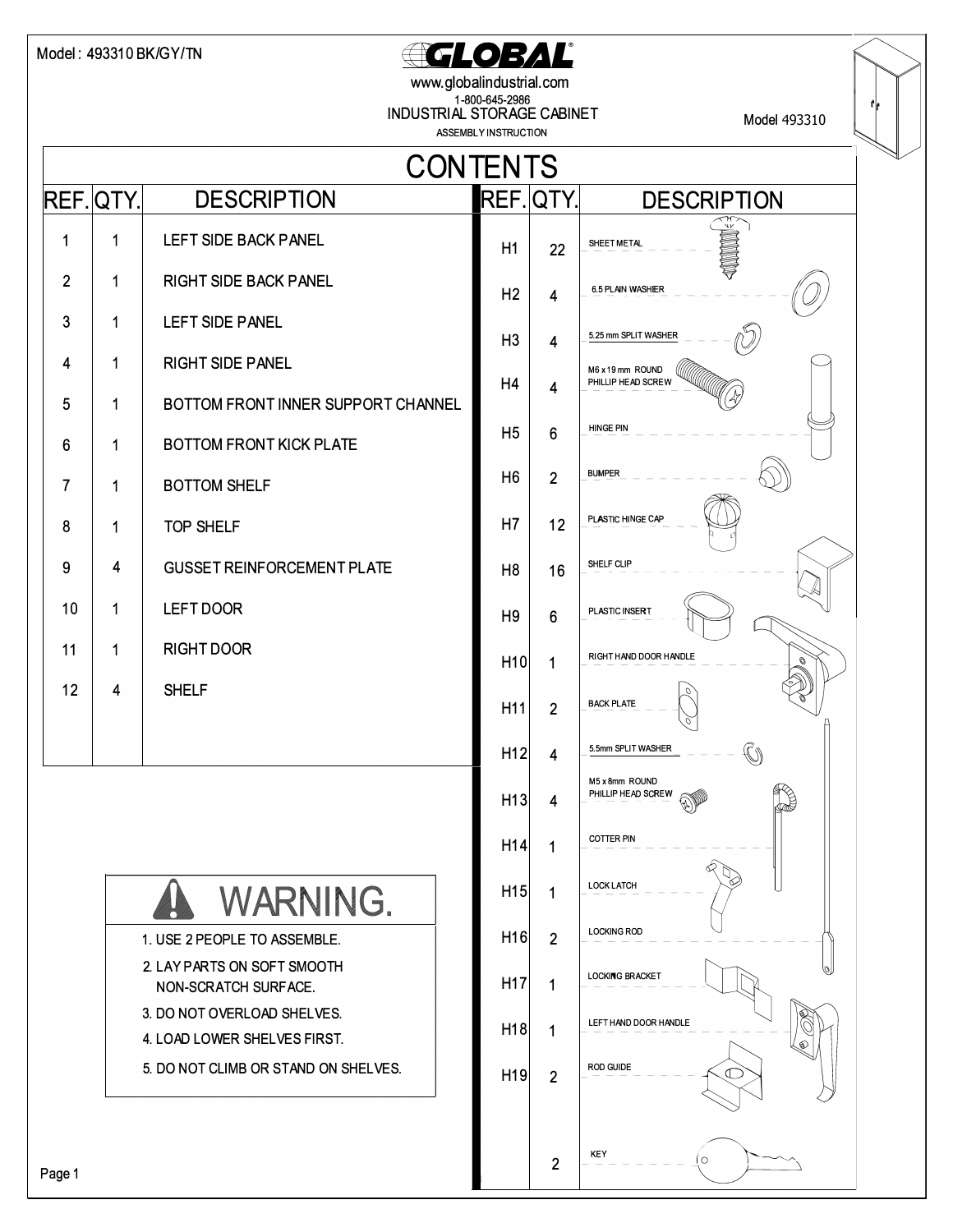Model : 493310 BK/GY/TN

# GLOBAL

www.globalindustrial.com
1-800-645-2986

INDUSTRIAL STORAGE CABINET

ASSEMBLY INSTRUCTION

Model 493310

## CONTENTS

| REF. | QTY. | DESCRIPTION |
|---|---|---|
| 1 | 1 | LEFT SIDE BACK PANEL |
| 2 | 1 | RIGHT SIDE BACK PANEL |
| 3 | 1 | LEFT SIDE PANEL |
| 4 | 1 | RIGHT SIDE PANEL |
| 5 | 1 | BOTTOM FRONT INNER SUPPORT CHANNEL |
| 6 | 1 | BOTTOM FRONT KICK PLATE |
| 7 | 1 | BOTTOM SHELF |
| 8 | 1 | TOP SHELF |
| 9 | 4 | GUSSET REINFORCEMENT PLATE |
| 10 | 1 | LEFT DOOR |
| 11 | 1 | RIGHT DOOR |
| 12 | 4 | SHELF |

| REF. | QTY. | DESCRIPTION |
|---|---|---|
| H1 | 22 | SHEET METAL |
| H2 | 4 | 6.5 PLAIN WASHER |
| H3 | 4 | 5.25 mm SPLIT WASHER |
| H4 | 4 | M6 x 19 mm ROUND PHILLIP HEAD SCREW |
| H5 | 6 | HINGE PIN |
| H6 | 2 | BUMPER |
| H7 | 12 | PLASTIC HINGE CAP |
| H8 | 16 | SHELF CLIP |
| H9 | 6 | PLASTIC INSERT |
| H10 | 1 | RIGHT HAND DOOR HANDLE |
| H11 | 2 | BACK PLATE |
| H12 | 4 | 5.5mm SPLIT WASHER |
| H13 | 4 | M5 x 8mm ROUND PHILLIP HEAD SCREW |
| H14 | 1 | COTTER PIN |
| H15 | 1 | LOCK LATCH |
| H16 | 2 | LOCKING ROD |
| H17 | 1 | LOCKING BRACKET |
| H18 | 1 | LEFT HAND DOOR HANDLE |
| H19 | 2 | ROD GUIDE |
| | 2 | KEY |

## ⚠ WARNING.

1. USE 2 PEOPLE TO ASSEMBLE.
2. LAY PARTS ON SOFT SMOOTH NON-SCRATCH SURFACE.
3. DO NOT OVERLOAD SHELVES.
4. LOAD LOWER SHELVES FIRST.
5. DO NOT CLIMB OR STAND ON SHELVES.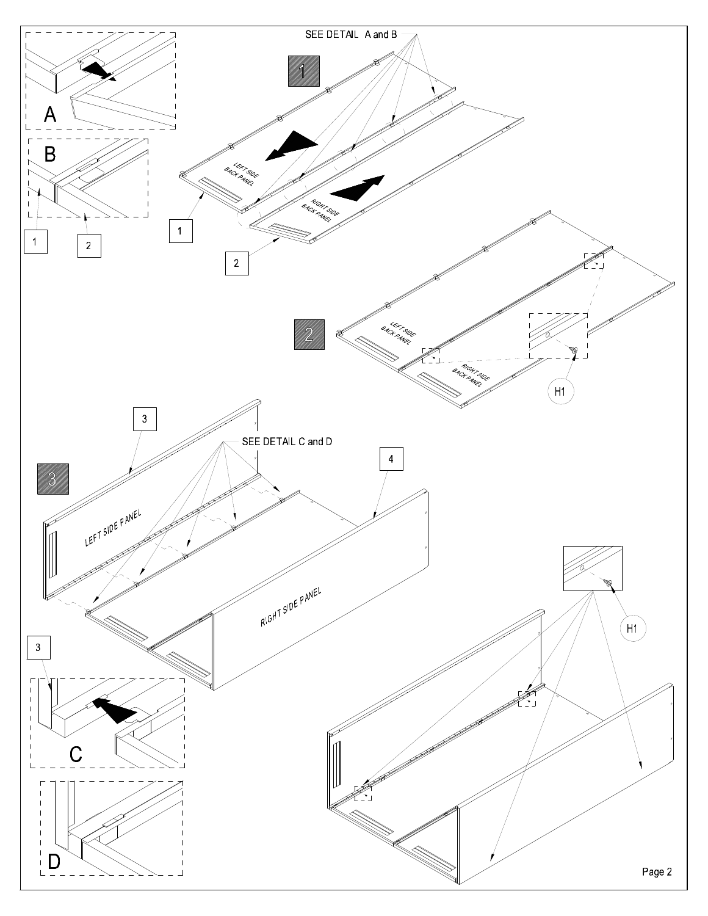SEE DETAIL A and B

1

A

B

1

2

LEFT SIDE BACK PANEL

RIGHT SIDE BACK PANEL

1

2

2

LEFT SIDE BACK PANEL

RIGHT SIDE BACK PANEL

H1

3

SEE DETAIL C and D

4

3

LEFT SIDE PANEL

RIGHT SIDE PANEL

3

C

D

H1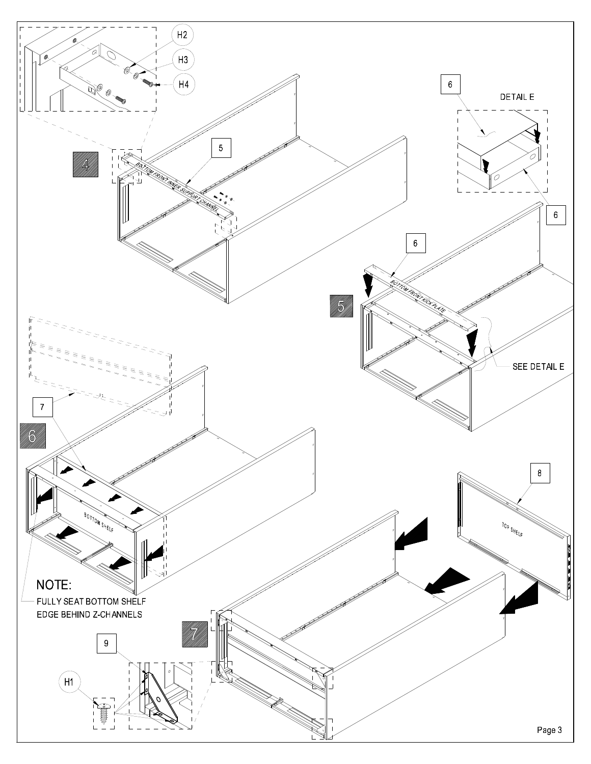H2

H3

H4

4

5

BOTTOM FRONT INNER SUPPORT CHANNEL

6

DETAIL E

6

6

BOTTOM FRONT KICK PLATE

5

SEE DETAIL E

7

6

BOTTOM SHELF

NOTE:
FULLY SEAT BOTTOM SHELF
EDGE BEHIND Z-CHANNELS

8

TOP SHELF

9

H1

7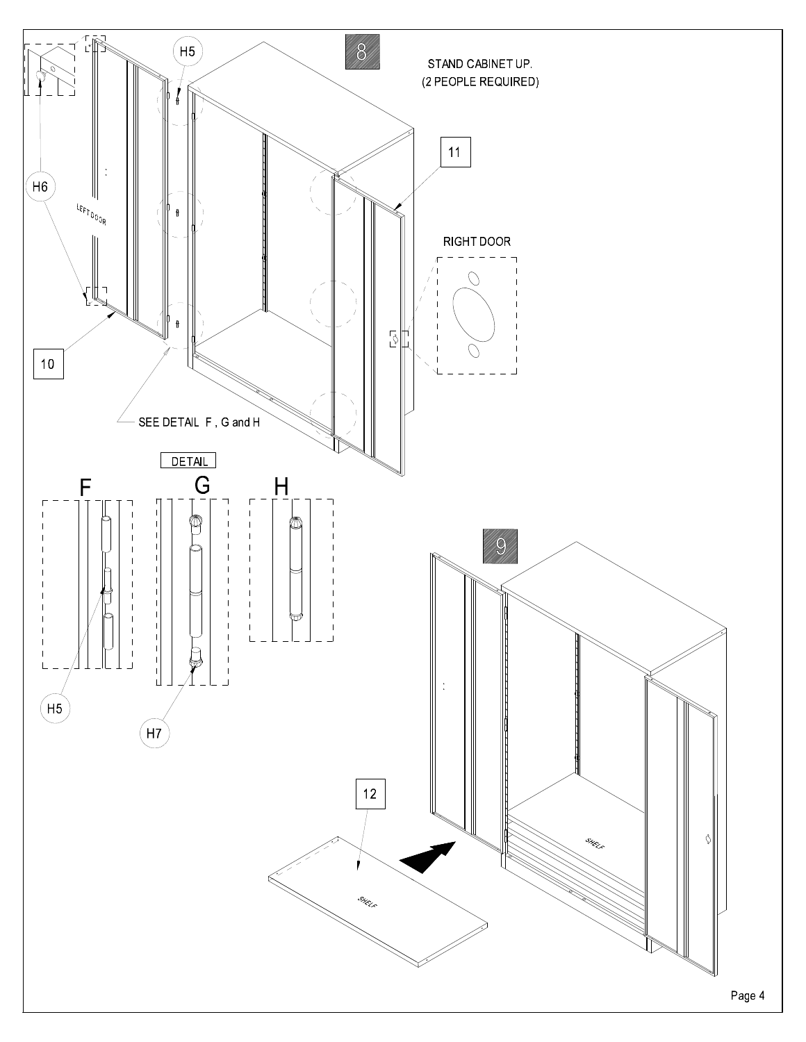8

STAND CABINET UP.
(2 PEOPLE REQUIRED)

H5

H6

LEFT DOOR

10

11

RIGHT DOOR

SEE DETAIL F , G and H

DETAIL

F

G

H

H5

H7

9

12

SHELF

SHELF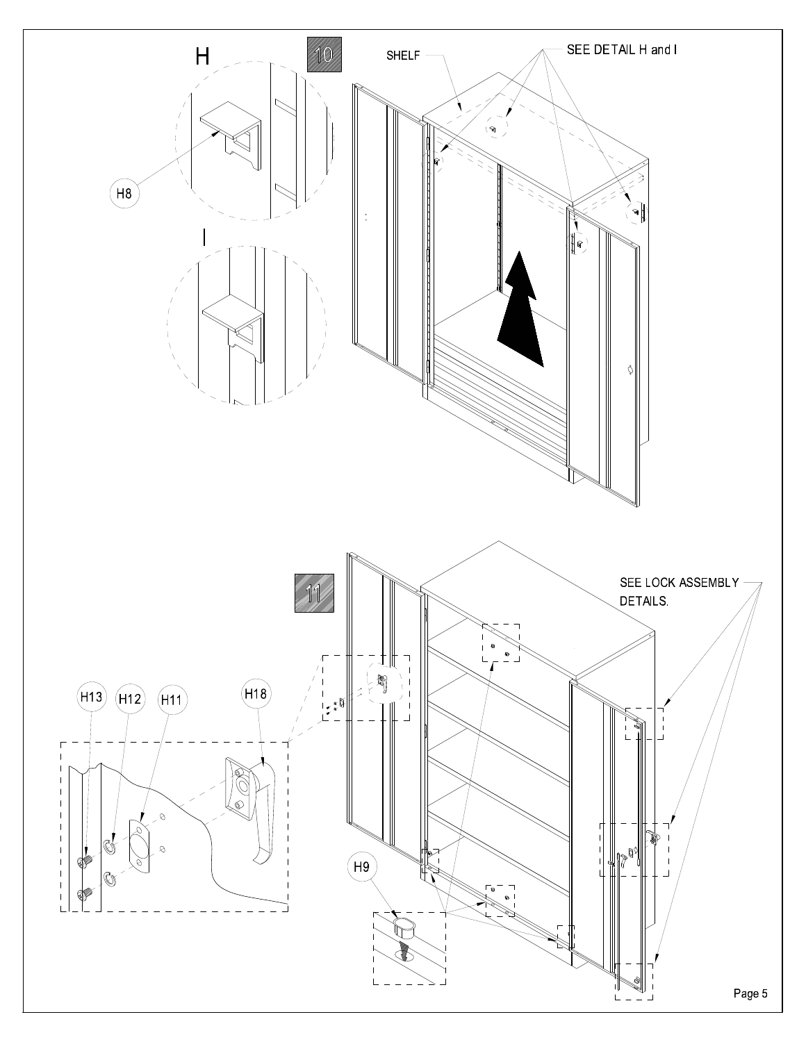10

SHELF

SEE DETAIL H and I

H

H8

I

11

SEE LOCK ASSEMBLY DETAILS.

H13

H12

H11

H18

H9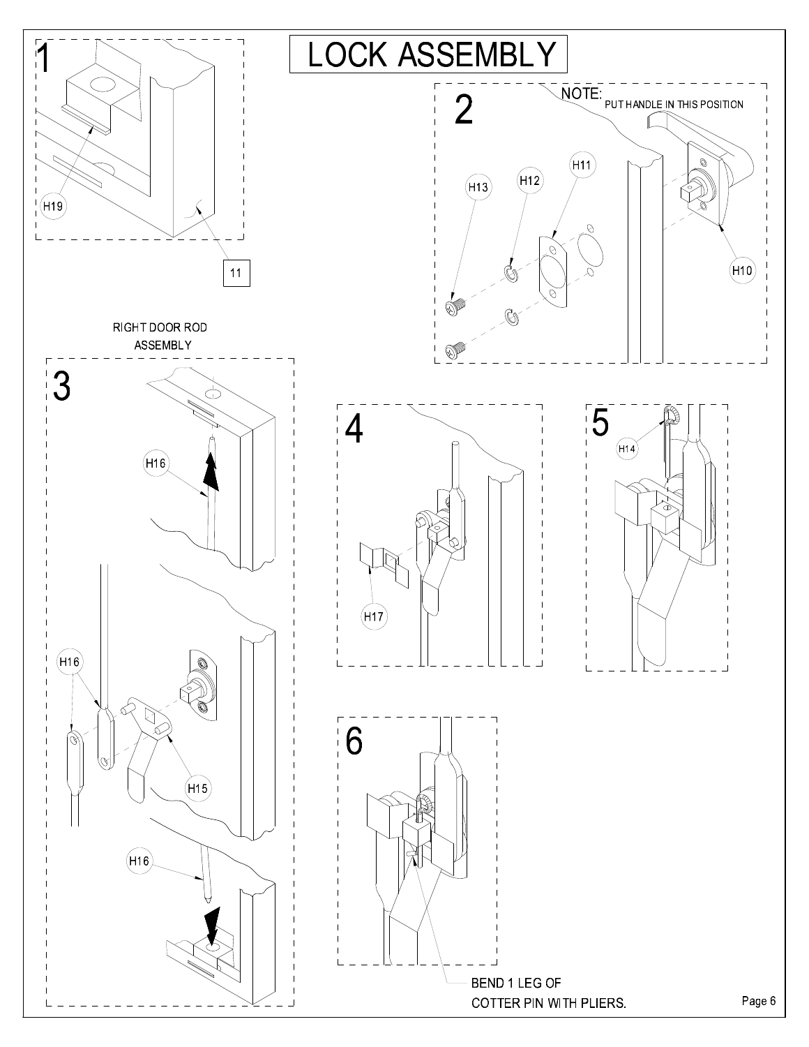# LOCK ASSEMBLY

1

H19

11

2

NOTE: PUT HANDLE IN THIS POSITION

H13

H12

H11

H10

RIGHT DOOR ROD ASSEMBLY

3

H16

H16

H15

H16

4

H17

5

H14

6

BEND 1 LEG OF COTTER PIN WITH PLIERS.